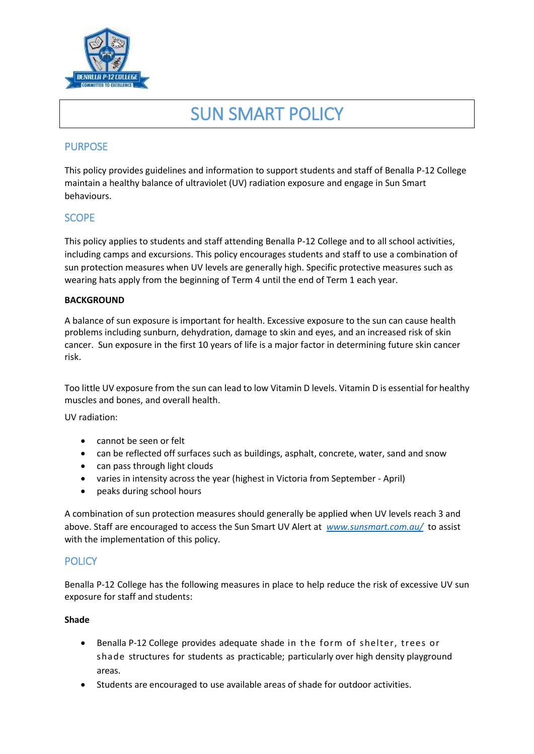# SUN SMART POLICY

## PURPOSE

This policy provides guidelines and information to support students and staff of Benalla P-12 College maintain a healthy balance of ultraviolet (UV) radiation exposure and engage in Sun Smart behaviours.

## SCOPE

This policy applies to students and staff attending Benalla P-12 College and to all school activities, including camps and excursions. This policy encourages students and staff to use a combination of sun protection measures when UV levels are generally high. Specific protective measures such as wearing hats apply from the beginning of Term 4 until the end of Term 1 each year.

**BACKGROUND**

A balance of sun exposure is important for health. Excessive exposure to the sun can cause health problems including sunburn, dehydration, damage to skin and eyes, and an increased risk of skin cancer. Sun exposure in the first 10 years of life is a major factor in determining future skin cancer risk.

Too little UV exposure from the sun can lead to low Vitamin D levels. Vitamin D is essential for healthy muscles and bones, and overall health.

UV radiation:

- cannot be seen or felt
- can be reflected off surfaces such as buildings, asphalt, concrete, water, sand and snow
- can pass through light clouds
- varies in intensity across the year (highest in Victoria from September - April)
- peaks during school hours

A combination of sun protection measures should generally be applied when UV levels reach 3 and above. Staff are encouraged to access the Sun Smart UV Alert at *www.sunsmart.com.au/* to assist with the implementation of this policy.

## POLICY

Benalla P-12 College has the following measures in place to help reduce the risk of excessive UV sun exposure for staff and students:

**Shade**

- Benalla P-12 College provides adequate shade in the form of shelter, trees or shade structures for students as practicable; particularly over high density playground areas.
- Students are encouraged to use available areas of shade for outdoor activities.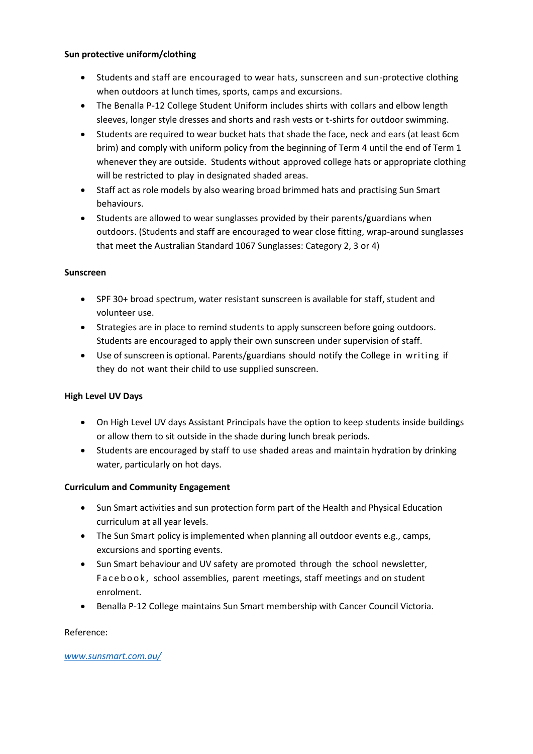**Sun protective uniform/clothing**

- Students and staff are encouraged to wear hats, sunscreen and sun-protective clothing when outdoors at lunch times, sports, camps and excursions.
- The Benalla P-12 College Student Uniform includes shirts with collars and elbow length sleeves, longer style dresses and shorts and rash vests or t-shirts for outdoor swimming.
- Students are required to wear bucket hats that shade the face, neck and ears (at least 6cm brim) and comply with uniform policy from the beginning of Term 4 until the end of Term 1 whenever they are outside. Students without approved college hats or appropriate clothing will be restricted to play in designated shaded areas.
- Staff act as role models by also wearing broad brimmed hats and practising Sun Smart behaviours.
- Students are allowed to wear sunglasses provided by their parents/guardians when outdoors. (Students and staff are encouraged to wear close fitting, wrap-around sunglasses that meet the Australian Standard 1067 Sunglasses: Category 2, 3 or 4)

**Sunscreen**

- SPF 30+ broad spectrum, water resistant sunscreen is available for staff, student and volunteer use.
- Strategies are in place to remind students to apply sunscreen before going outdoors. Students are encouraged to apply their own sunscreen under supervision of staff.
- Use of sunscreen is optional. Parents/guardians should notify the College in writing if they do not want their child to use supplied sunscreen.

**High Level UV Days**

- On High Level UV days Assistant Principals have the option to keep students inside buildings or allow them to sit outside in the shade during lunch break periods.
- Students are encouraged by staff to use shaded areas and maintain hydration by drinking water, particularly on hot days.

**Curriculum and Community Engagement**

- Sun Smart activities and sun protection form part of the Health and Physical Education curriculum at all year levels.
- The Sun Smart policy is implemented when planning all outdoor events e.g., camps, excursions and sporting events.
- Sun Smart behaviour and UV safety are promoted through the school newsletter, Facebook, school assemblies, parent meetings, staff meetings and on student enrolment.
- Benalla P-12 College maintains Sun Smart membership with Cancer Council Victoria.

Reference:

*www.sunsmart.com.au/*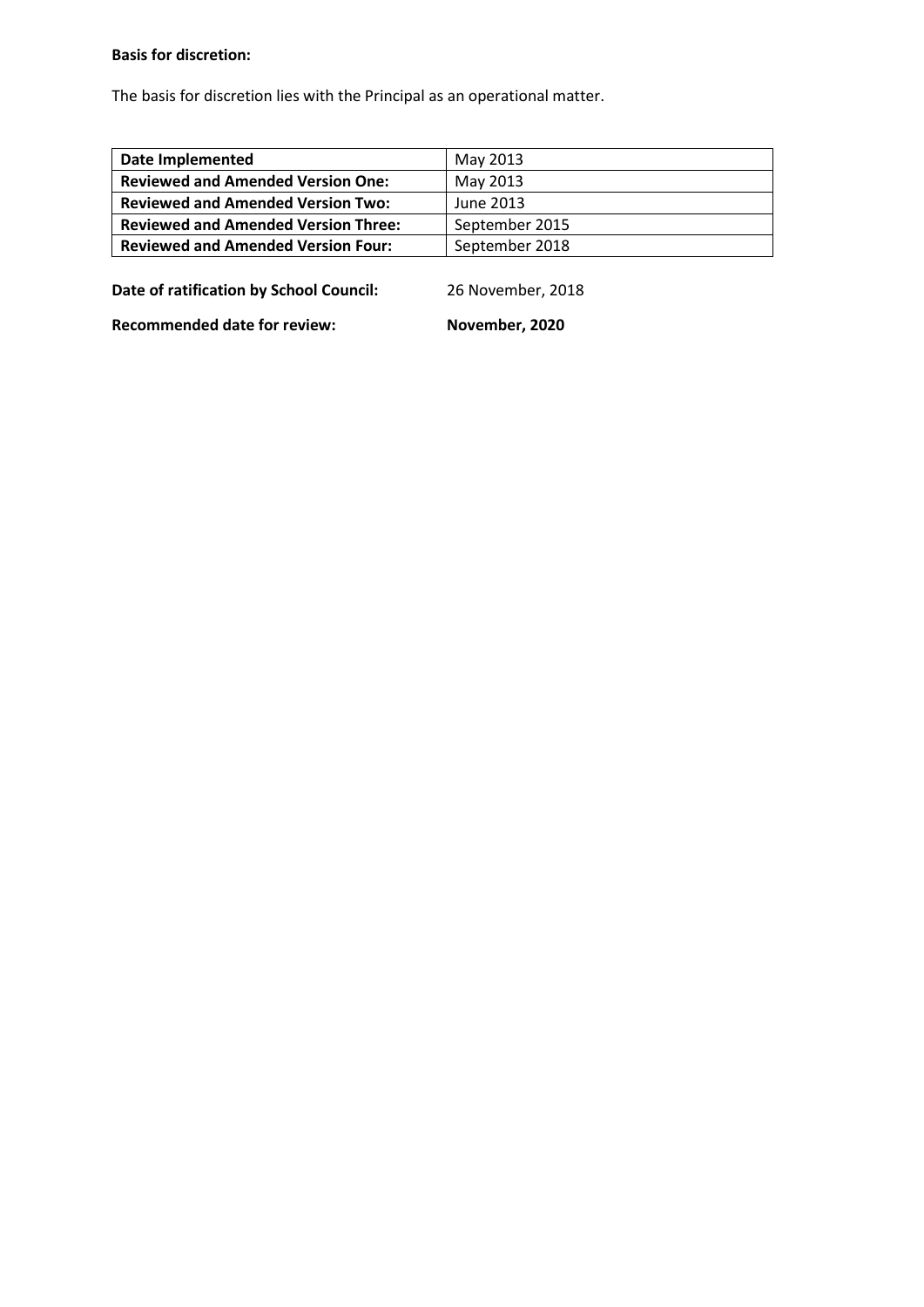**Basis for discretion:**

The basis for discretion lies with the Principal as an operational matter.

| | |
|---|---|
| **Date Implemented** | May 2013 |
| **Reviewed and Amended Version One:** | May 2013 |
| **Reviewed and Amended Version Two:** | June 2013 |
| **Reviewed and Amended Version Three:** | September 2015 |
| **Reviewed and Amended Version Four:** | September 2018 |

**Date of ratification by School Council:** 26 November, 2018

**Recommended date for review:** **November, 2020**